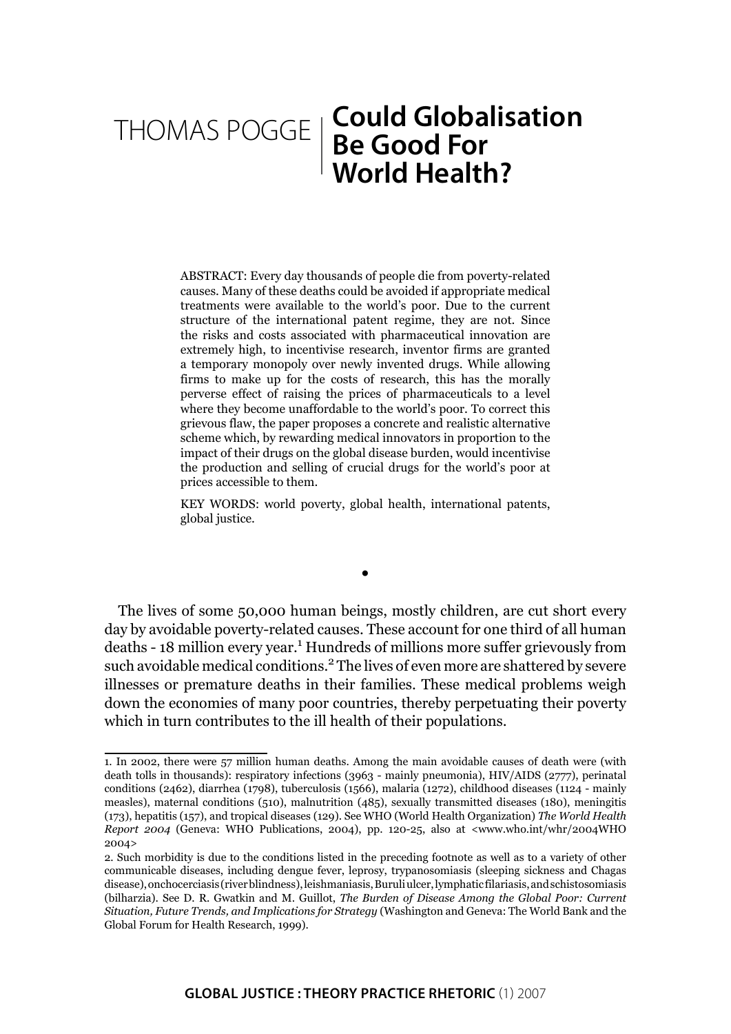THOMAS POGGE

# Could Globalisation Be Good For World Health?

ABSTRACT: Every day thousands of people die from poverty-related causes. Many of these deaths could be avoided if appropriate medical treatments were available to the world's poor. Due to the current structure of the international patent regime, they are not. Since the risks and costs associated with pharmaceutical innovation are extremely high, to incentivise research, inventor firms are granted a temporary monopoly over newly invented drugs. While allowing firms to make up for the costs of research, this has the morally perverse effect of raising the prices of pharmaceuticals to a level where they become unaffordable to the world's poor. To correct this grievous flaw, the paper proposes a concrete and realistic alternative scheme which, by rewarding medical innovators in proportion to the impact of their drugs on the global disease burden, would incentivise the production and selling of crucial drugs for the world's poor at prices accessible to them.

KEY WORDS: world poverty, global health, international patents, global justice.

•

The lives of some 50,000 human beings, mostly children, are cut short every day by avoidable poverty-related causes. These account for one third of all human deaths - 18 million every year.[1] Hundreds of millions more suffer grievously from such avoidable medical conditions.[2] The lives of even more are shattered by severe illnesses or premature deaths in their families. These medical problems weigh down the economies of many poor countries, thereby perpetuating their poverty which in turn contributes to the ill health of their populations.

---

1. In 2002, there were 57 million human deaths. Among the main avoidable causes of death were (with death tolls in thousands): respiratory infections (3963 - mainly pneumonia), HIV/AIDS (2777), perinatal conditions (2462), diarrhea (1798), tuberculosis (1566), malaria (1272), childhood diseases (1124 - mainly measles), maternal conditions (510), malnutrition (485), sexually transmitted diseases (180), meningitis (173), hepatitis (157), and tropical diseases (129). See WHO (World Health Organization) *The World Health Report 2004* (Geneva: WHO Publications, 2004), pp. 120-25, also at <www.who.int/whr/2004WHO 2004>

2. Such morbidity is due to the conditions listed in the preceding footnote as well as to a variety of other communicable diseases, including dengue fever, leprosy, trypanosomiasis (sleeping sickness and Chagas disease), onchocerciasis (river blindness), leishmaniasis, Buruli ulcer, lymphatic filariasis, and schistosomiasis (bilharzia). See D. R. Gwatkin and M. Guillot, *The Burden of Disease Among the Global Poor: Current Situation, Future Trends, and Implications for Strategy* (Washington and Geneva: The World Bank and the Global Forum for Health Research, 1999).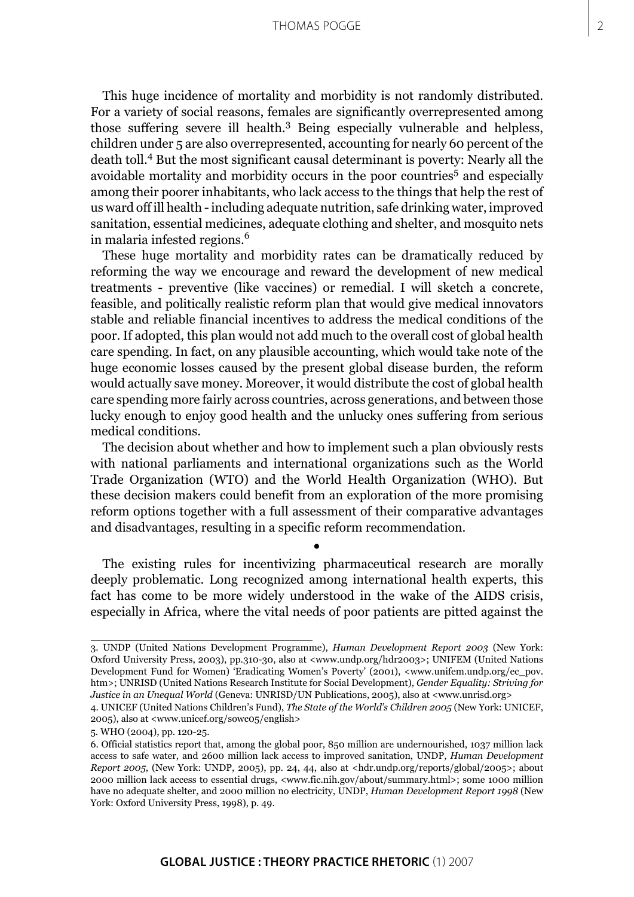This huge incidence of mortality and morbidity is not randomly distributed. For a variety of social reasons, females are significantly overrepresented among those suffering severe ill health.[3] Being especially vulnerable and helpless, children under 5 are also overrepresented, accounting for nearly 60 percent of the death toll.[4] But the most significant causal determinant is poverty: Nearly all the avoidable mortality and morbidity occurs in the poor countries[5] and especially among their poorer inhabitants, who lack access to the things that help the rest of us ward off ill health - including adequate nutrition, safe drinking water, improved sanitation, essential medicines, adequate clothing and shelter, and mosquito nets in malaria infested regions.[6]

These huge mortality and morbidity rates can be dramatically reduced by reforming the way we encourage and reward the development of new medical treatments - preventive (like vaccines) or remedial. I will sketch a concrete, feasible, and politically realistic reform plan that would give medical innovators stable and reliable financial incentives to address the medical conditions of the poor. If adopted, this plan would not add much to the overall cost of global health care spending. In fact, on any plausible accounting, which would take note of the huge economic losses caused by the present global disease burden, the reform would actually save money. Moreover, it would distribute the cost of global health care spending more fairly across countries, across generations, and between those lucky enough to enjoy good health and the unlucky ones suffering from serious medical conditions.

The decision about whether and how to implement such a plan obviously rests with national parliaments and international organizations such as the World Trade Organization (WTO) and the World Health Organization (WHO). But these decision makers could benefit from an exploration of the more promising reform options together with a full assessment of their comparative advantages and disadvantages, resulting in a specific reform recommendation.

•

The existing rules for incentivizing pharmaceutical research are morally deeply problematic. Long recognized among international health experts, this fact has come to be more widely understood in the wake of the AIDS crisis, especially in Africa, where the vital needs of poor patients are pitted against the

---

3. UNDP (United Nations Development Programme), *Human Development Report 2003* (New York: Oxford University Press, 2003), pp.310-30, also at <www.undp.org/hdr2003>; UNIFEM (United Nations Development Fund for Women) 'Eradicating Women's Poverty' (2001), <www.unifem.undp.org/ec_pov.htm>; UNRISD (United Nations Research Institute for Social Development), *Gender Equality: Striving for Justice in an Unequal World* (Geneva: UNRISD/UN Publications, 2005), also at <www.unrisd.org>

4. UNICEF (United Nations Children's Fund), *The State of the World's Children 2005* (New York: UNICEF, 2005), also at <www.unicef.org/sowc05/english>

5. WHO (2004), pp. 120-25.

6. Official statistics report that, among the global poor, 850 million are undernourished, 1037 million lack access to safe water, and 2600 million lack access to improved sanitation, UNDP, *Human Development Report 2005*, (New York: UNDP, 2005), pp. 24, 44, also at <hdr.undp.org/reports/global/2005>; about 2000 million lack access to essential drugs, <www.fic.nih.gov/about/summary.html>; some 1000 million have no adequate shelter, and 2000 million no electricity, UNDP, *Human Development Report 1998* (New York: Oxford University Press, 1998), p. 49.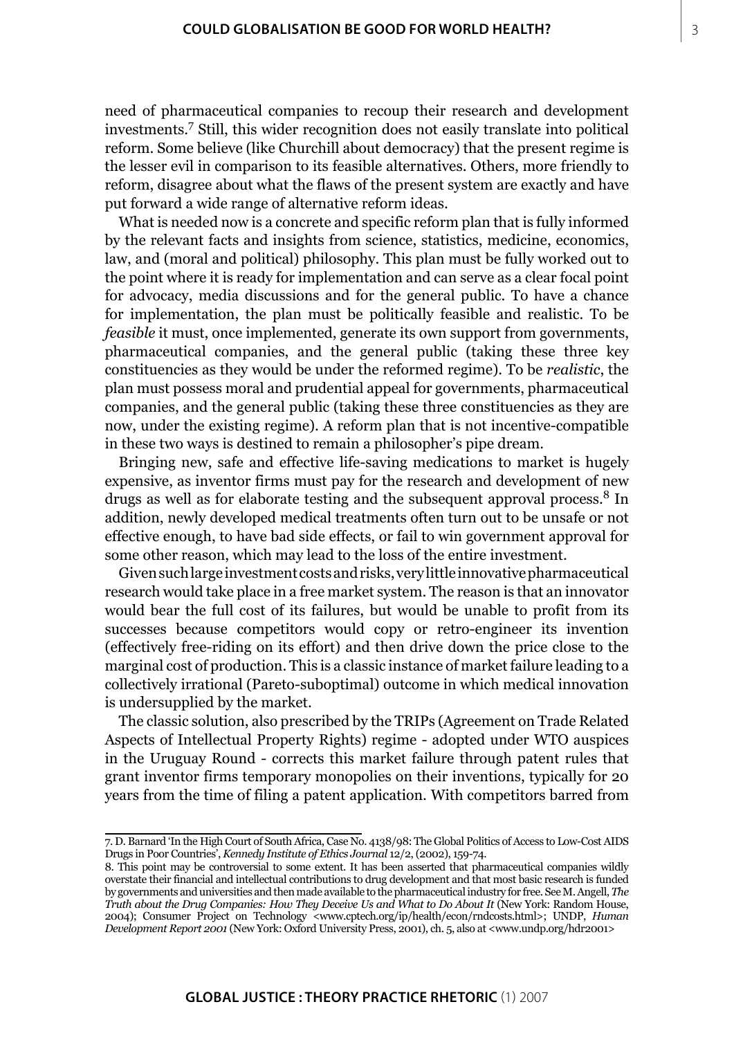need of pharmaceutical companies to recoup their research and development investments.[7] Still, this wider recognition does not easily translate into political reform. Some believe (like Churchill about democracy) that the present regime is the lesser evil in comparison to its feasible alternatives. Others, more friendly to reform, disagree about what the flaws of the present system are exactly and have put forward a wide range of alternative reform ideas.

What is needed now is a concrete and specific reform plan that is fully informed by the relevant facts and insights from science, statistics, medicine, economics, law, and (moral and political) philosophy. This plan must be fully worked out to the point where it is ready for implementation and can serve as a clear focal point for advocacy, media discussions and for the general public. To have a chance for implementation, the plan must be politically feasible and realistic. To be *feasible* it must, once implemented, generate its own support from governments, pharmaceutical companies, and the general public (taking these three key constituencies as they would be under the reformed regime). To be *realistic*, the plan must possess moral and prudential appeal for governments, pharmaceutical companies, and the general public (taking these three constituencies as they are now, under the existing regime). A reform plan that is not incentive-compatible in these two ways is destined to remain a philosopher's pipe dream.

Bringing new, safe and effective life-saving medications to market is hugely expensive, as inventor firms must pay for the research and development of new drugs as well as for elaborate testing and the subsequent approval process.[8] In addition, newly developed medical treatments often turn out to be unsafe or not effective enough, to have bad side effects, or fail to win government approval for some other reason, which may lead to the loss of the entire investment.

Given such large investment costs and risks, very little innovative pharmaceutical research would take place in a free market system. The reason is that an innovator would bear the full cost of its failures, but would be unable to profit from its successes because competitors would copy or retro-engineer its invention (effectively free-riding on its effort) and then drive down the price close to the marginal cost of production. This is a classic instance of market failure leading to a collectively irrational (Pareto-suboptimal) outcome in which medical innovation is undersupplied by the market.

The classic solution, also prescribed by the TRIPs (Agreement on Trade Related Aspects of Intellectual Property Rights) regime - adopted under WTO auspices in the Uruguay Round - corrects this market failure through patent rules that grant inventor firms temporary monopolies on their inventions, typically for 20 years from the time of filing a patent application. With competitors barred from

---

7. D. Barnard 'In the High Court of South Africa, Case No. 4138/98: The Global Politics of Access to Low-Cost AIDS Drugs in Poor Countries', *Kennedy Institute of Ethics Journal* 12/2, (2002), 159-74.

8. This point may be controversial to some extent. It has been asserted that pharmaceutical companies wildly overstate their financial and intellectual contributions to drug development and that most basic research is funded by governments and universities and then made available to the pharmaceutical industry for free. See M. Angell, *The Truth about the Drug Companies: How They Deceive Us and What to Do About It* (New York: Random House, 2004); Consumer Project on Technology <www.cptech.org/ip/health/econ/rndcosts.html>; UNDP, *Human Development Report 2001* (New York: Oxford University Press, 2001), ch. 5, also at <www.undp.org/hdr2001>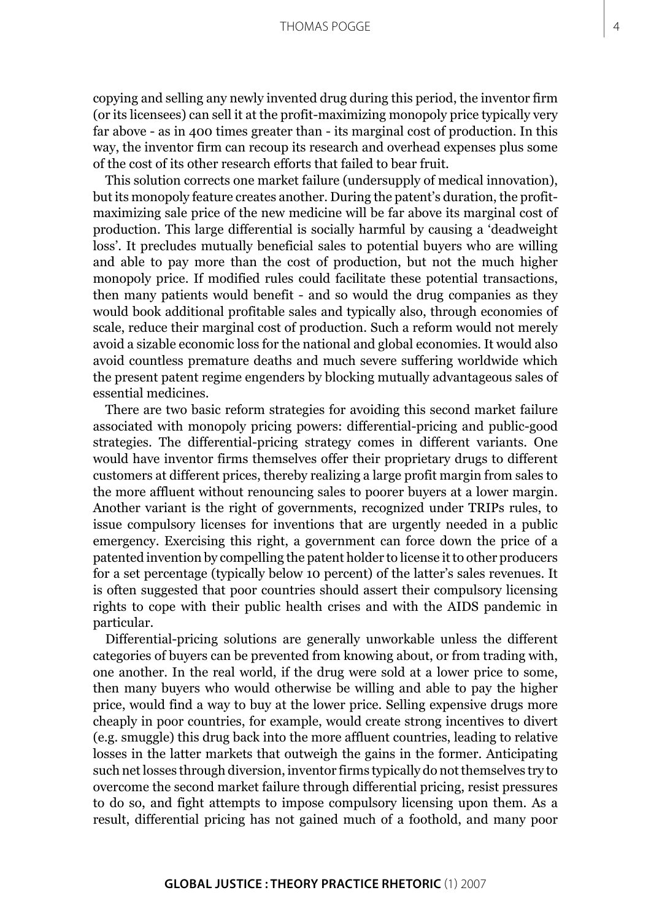copying and selling any newly invented drug during this period, the inventor firm (or its licensees) can sell it at the profit-maximizing monopoly price typically very far above - as in 400 times greater than - its marginal cost of production. In this way, the inventor firm can recoup its research and overhead expenses plus some of the cost of its other research efforts that failed to bear fruit.

This solution corrects one market failure (undersupply of medical innovation), but its monopoly feature creates another. During the patent's duration, the profit-maximizing sale price of the new medicine will be far above its marginal cost of production. This large differential is socially harmful by causing a 'deadweight loss'. It precludes mutually beneficial sales to potential buyers who are willing and able to pay more than the cost of production, but not the much higher monopoly price. If modified rules could facilitate these potential transactions, then many patients would benefit - and so would the drug companies as they would book additional profitable sales and typically also, through economies of scale, reduce their marginal cost of production. Such a reform would not merely avoid a sizable economic loss for the national and global economies. It would also avoid countless premature deaths and much severe suffering worldwide which the present patent regime engenders by blocking mutually advantageous sales of essential medicines.

There are two basic reform strategies for avoiding this second market failure associated with monopoly pricing powers: differential-pricing and public-good strategies. The differential-pricing strategy comes in different variants. One would have inventor firms themselves offer their proprietary drugs to different customers at different prices, thereby realizing a large profit margin from sales to the more affluent without renouncing sales to poorer buyers at a lower margin. Another variant is the right of governments, recognized under TRIPs rules, to issue compulsory licenses for inventions that are urgently needed in a public emergency. Exercising this right, a government can force down the price of a patented invention by compelling the patent holder to license it to other producers for a set percentage (typically below 10 percent) of the latter's sales revenues. It is often suggested that poor countries should assert their compulsory licensing rights to cope with their public health crises and with the AIDS pandemic in particular.

Differential-pricing solutions are generally unworkable unless the different categories of buyers can be prevented from knowing about, or from trading with, one another. In the real world, if the drug were sold at a lower price to some, then many buyers who would otherwise be willing and able to pay the higher price, would find a way to buy at the lower price. Selling expensive drugs more cheaply in poor countries, for example, would create strong incentives to divert (e.g. smuggle) this drug back into the more affluent countries, leading to relative losses in the latter markets that outweigh the gains in the former. Anticipating such net losses through diversion, inventor firms typically do not themselves try to overcome the second market failure through differential pricing, resist pressures to do so, and fight attempts to impose compulsory licensing upon them. As a result, differential pricing has not gained much of a foothold, and many poor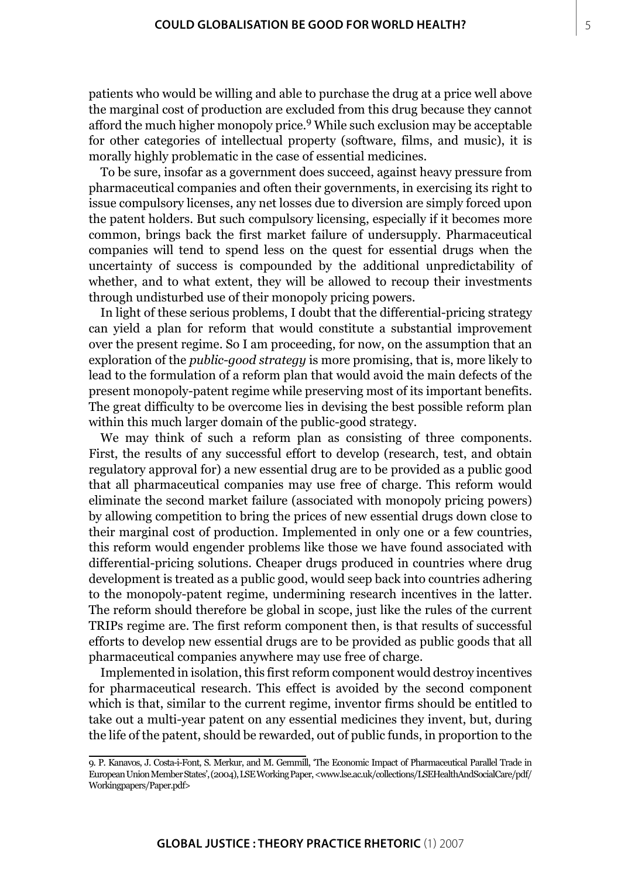patients who would be willing and able to purchase the drug at a price well above the marginal cost of production are excluded from this drug because they cannot afford the much higher monopoly price.[9] While such exclusion may be acceptable for other categories of intellectual property (software, films, and music), it is morally highly problematic in the case of essential medicines.

To be sure, insofar as a government does succeed, against heavy pressure from pharmaceutical companies and often their governments, in exercising its right to issue compulsory licenses, any net losses due to diversion are simply forced upon the patent holders. But such compulsory licensing, especially if it becomes more common, brings back the first market failure of undersupply. Pharmaceutical companies will tend to spend less on the quest for essential drugs when the uncertainty of success is compounded by the additional unpredictability of whether, and to what extent, they will be allowed to recoup their investments through undisturbed use of their monopoly pricing powers.

In light of these serious problems, I doubt that the differential-pricing strategy can yield a plan for reform that would constitute a substantial improvement over the present regime. So I am proceeding, for now, on the assumption that an exploration of the *public-good strategy* is more promising, that is, more likely to lead to the formulation of a reform plan that would avoid the main defects of the present monopoly-patent regime while preserving most of its important benefits. The great difficulty to be overcome lies in devising the best possible reform plan within this much larger domain of the public-good strategy.

We may think of such a reform plan as consisting of three components. First, the results of any successful effort to develop (research, test, and obtain regulatory approval for) a new essential drug are to be provided as a public good that all pharmaceutical companies may use free of charge. This reform would eliminate the second market failure (associated with monopoly pricing powers) by allowing competition to bring the prices of new essential drugs down close to their marginal cost of production. Implemented in only one or a few countries, this reform would engender problems like those we have found associated with differential-pricing solutions. Cheaper drugs produced in countries where drug development is treated as a public good, would seep back into countries adhering to the monopoly-patent regime, undermining research incentives in the latter. The reform should therefore be global in scope, just like the rules of the current TRIPs regime are. The first reform component then, is that results of successful efforts to develop new essential drugs are to be provided as public goods that all pharmaceutical companies anywhere may use free of charge.

Implemented in isolation, this first reform component would destroy incentives for pharmaceutical research. This effect is avoided by the second component which is that, similar to the current regime, inventor firms should be entitled to take out a multi-year patent on any essential medicines they invent, but, during the life of the patent, should be rewarded, out of public funds, in proportion to the

9. P. Kanavos, J. Costa-i-Font, S. Merkur, and M. Gemmill, 'The Economic Impact of Pharmaceutical Parallel Trade in European Union Member States', (2004), LSE Working Paper, <www.lse.ac.uk/collections/LSEHealthAndSocialCare/pdf/Workingpapers/Paper.pdf>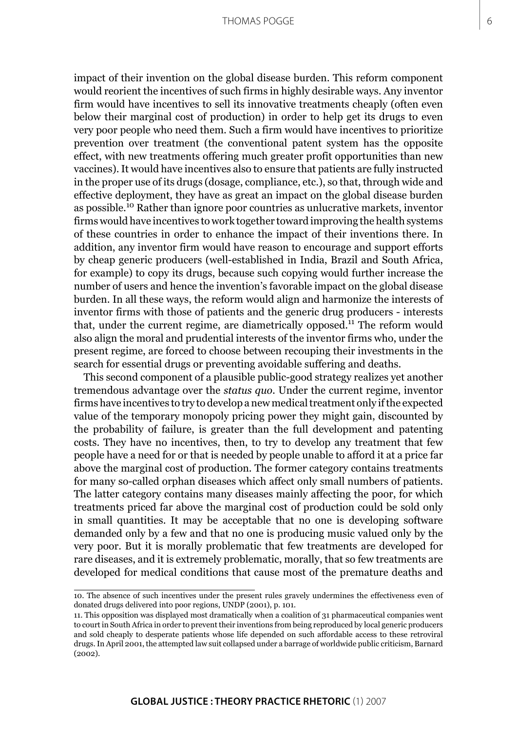impact of their invention on the global disease burden. This reform component would reorient the incentives of such firms in highly desirable ways. Any inventor firm would have incentives to sell its innovative treatments cheaply (often even below their marginal cost of production) in order to help get its drugs to even very poor people who need them. Such a firm would have incentives to prioritize prevention over treatment (the conventional patent system has the opposite effect, with new treatments offering much greater profit opportunities than new vaccines). It would have incentives also to ensure that patients are fully instructed in the proper use of its drugs (dosage, compliance, etc.), so that, through wide and effective deployment, they have as great an impact on the global disease burden as possible.[10] Rather than ignore poor countries as unlucrative markets, inventor firms would have incentives to work together toward improving the health systems of these countries in order to enhance the impact of their inventions there. In addition, any inventor firm would have reason to encourage and support efforts by cheap generic producers (well-established in India, Brazil and South Africa, for example) to copy its drugs, because such copying would further increase the number of users and hence the invention's favorable impact on the global disease burden. In all these ways, the reform would align and harmonize the interests of inventor firms with those of patients and the generic drug producers - interests that, under the current regime, are diametrically opposed.[11] The reform would also align the moral and prudential interests of the inventor firms who, under the present regime, are forced to choose between recouping their investments in the search for essential drugs or preventing avoidable suffering and deaths.

This second component of a plausible public-good strategy realizes yet another tremendous advantage over the *status quo*. Under the current regime, inventor firms have incentives to try to develop a new medical treatment only if the expected value of the temporary monopoly pricing power they might gain, discounted by the probability of failure, is greater than the full development and patenting costs. They have no incentives, then, to try to develop any treatment that few people have a need for or that is needed by people unable to afford it at a price far above the marginal cost of production. The former category contains treatments for many so-called orphan diseases which affect only small numbers of patients. The latter category contains many diseases mainly affecting the poor, for which treatments priced far above the marginal cost of production could be sold only in small quantities. It may be acceptable that no one is developing software demanded only by a few and that no one is producing music valued only by the very poor. But it is morally problematic that few treatments are developed for rare diseases, and it is extremely problematic, morally, that so few treatments are developed for medical conditions that cause most of the premature deaths and

10. The absence of such incentives under the present rules gravely undermines the effectiveness even of donated drugs delivered into poor regions, UNDP (2001), p. 101.

11. This opposition was displayed most dramatically when a coalition of 31 pharmaceutical companies went to court in South Africa in order to prevent their inventions from being reproduced by local generic producers and sold cheaply to desperate patients whose life depended on such affordable access to these retroviral drugs. In April 2001, the attempted law suit collapsed under a barrage of worldwide public criticism, Barnard (2002).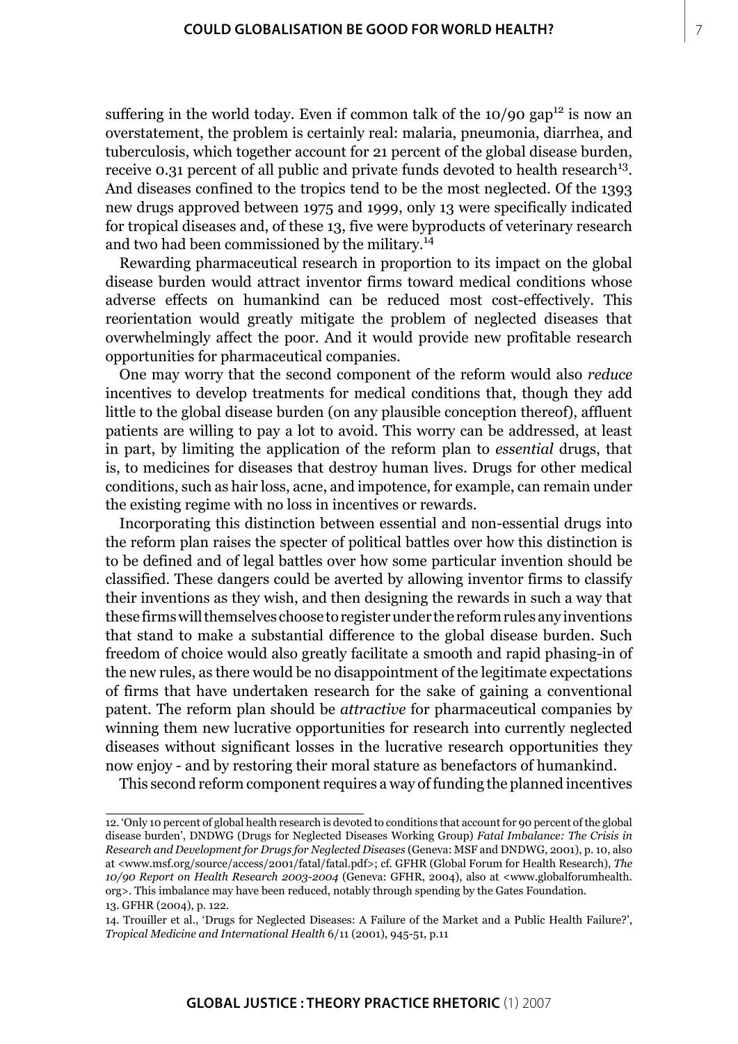suffering in the world today. Even if common talk of the 10/90 gap[12] is now an overstatement, the problem is certainly real: malaria, pneumonia, diarrhea, and tuberculosis, which together account for 21 percent of the global disease burden, receive 0.31 percent of all public and private funds devoted to health research[13]. And diseases confined to the tropics tend to be the most neglected. Of the 1393 new drugs approved between 1975 and 1999, only 13 were specifically indicated for tropical diseases and, of these 13, five were byproducts of veterinary research and two had been commissioned by the military.[14]

Rewarding pharmaceutical research in proportion to its impact on the global disease burden would attract inventor firms toward medical conditions whose adverse effects on humankind can be reduced most cost-effectively. This reorientation would greatly mitigate the problem of neglected diseases that overwhelmingly affect the poor. And it would provide new profitable research opportunities for pharmaceutical companies.

One may worry that the second component of the reform would also *reduce* incentives to develop treatments for medical conditions that, though they add little to the global disease burden (on any plausible conception thereof), affluent patients are willing to pay a lot to avoid. This worry can be addressed, at least in part, by limiting the application of the reform plan to *essential* drugs, that is, to medicines for diseases that destroy human lives. Drugs for other medical conditions, such as hair loss, acne, and impotence, for example, can remain under the existing regime with no loss in incentives or rewards.

Incorporating this distinction between essential and non-essential drugs into the reform plan raises the specter of political battles over how this distinction is to be defined and of legal battles over how some particular invention should be classified. These dangers could be averted by allowing inventor firms to classify their inventions as they wish, and then designing the rewards in such a way that these firms will themselves choose to register under the reform rules any inventions that stand to make a substantial difference to the global disease burden. Such freedom of choice would also greatly facilitate a smooth and rapid phasing-in of the new rules, as there would be no disappointment of the legitimate expectations of firms that have undertaken research for the sake of gaining a conventional patent. The reform plan should be *attractive* for pharmaceutical companies by winning them new lucrative opportunities for research into currently neglected diseases without significant losses in the lucrative research opportunities they now enjoy - and by restoring their moral stature as benefactors of humankind.

This second reform component requires a way of funding the planned incentives

---

12. 'Only 10 percent of global health research is devoted to conditions that account for 90 percent of the global disease burden', DNDWG (Drugs for Neglected Diseases Working Group) *Fatal Imbalance: The Crisis in Research and Development for Drugs for Neglected Diseases* (Geneva: MSF and DNDWG, 2001), p. 10, also at <www.msf.org/source/access/2001/fatal/fatal.pdf>; cf. GFHR (Global Forum for Health Research), *The 10/90 Report on Health Research 2003-2004* (Geneva: GFHR, 2004), also at <www.globalforumhealth.org>. This imbalance may have been reduced, notably through spending by the Gates Foundation.

13. GFHR (2004), p. 122.

14. Trouiller et al., 'Drugs for Neglected Diseases: A Failure of the Market and a Public Health Failure?', *Tropical Medicine and International Health* 6/11 (2001), 945-51, p.11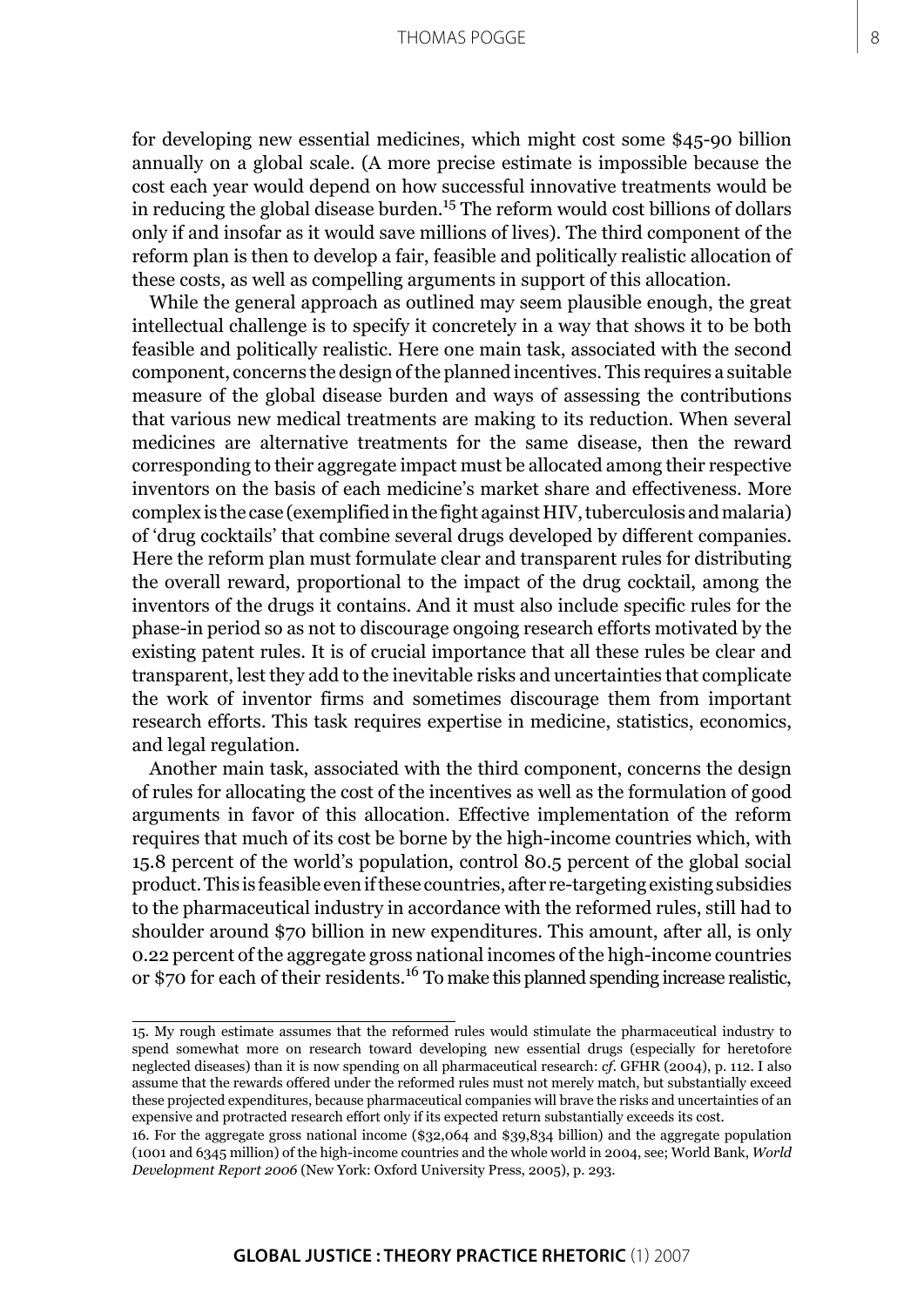for developing new essential medicines, which might cost some $45-90 billion annually on a global scale. (A more precise estimate is impossible because the cost each year would depend on how successful innovative treatments would be in reducing the global disease burden.[15] The reform would cost billions of dollars only if and insofar as it would save millions of lives). The third component of the reform plan is then to develop a fair, feasible and politically realistic allocation of these costs, as well as compelling arguments in support of this allocation.

While the general approach as outlined may seem plausible enough, the great intellectual challenge is to specify it concretely in a way that shows it to be both feasible and politically realistic. Here one main task, associated with the second component, concerns the design of the planned incentives. This requires a suitable measure of the global disease burden and ways of assessing the contributions that various new medical treatments are making to its reduction. When several medicines are alternative treatments for the same disease, then the reward corresponding to their aggregate impact must be allocated among their respective inventors on the basis of each medicine's market share and effectiveness. More complex is the case (exemplified in the fight against HIV, tuberculosis and malaria) of 'drug cocktails' that combine several drugs developed by different companies. Here the reform plan must formulate clear and transparent rules for distributing the overall reward, proportional to the impact of the drug cocktail, among the inventors of the drugs it contains. And it must also include specific rules for the phase-in period so as not to discourage ongoing research efforts motivated by the existing patent rules. It is of crucial importance that all these rules be clear and transparent, lest they add to the inevitable risks and uncertainties that complicate the work of inventor firms and sometimes discourage them from important research efforts. This task requires expertise in medicine, statistics, economics, and legal regulation.

Another main task, associated with the third component, concerns the design of rules for allocating the cost of the incentives as well as the formulation of good arguments in favor of this allocation. Effective implementation of the reform requires that much of its cost be borne by the high-income countries which, with 15.8 percent of the world's population, control 80.5 percent of the global social product. This is feasible even if these countries, after re-targeting existing subsidies to the pharmaceutical industry in accordance with the reformed rules, still had to shoulder around $70 billion in new expenditures. This amount, after all, is only 0.22 percent of the aggregate gross national incomes of the high-income countries or $70 for each of their residents.[16] To make this planned spending increase realistic,

---

15. My rough estimate assumes that the reformed rules would stimulate the pharmaceutical industry to spend somewhat more on research toward developing new essential drugs (especially for heretofore neglected diseases) than it is now spending on all pharmaceutical research: *cf.* GFHR (2004), p. 112. I also assume that the rewards offered under the reformed rules must not merely match, but substantially exceed these projected expenditures, because pharmaceutical companies will brave the risks and uncertainties of an expensive and protracted research effort only if its expected return substantially exceeds its cost.

16. For the aggregate gross national income ($32,064 and $39,834 billion) and the aggregate population (1001 and 6345 million) of the high-income countries and the whole world in 2004, see; World Bank, *World Development Report 2006* (New York: Oxford University Press, 2005), p. 293.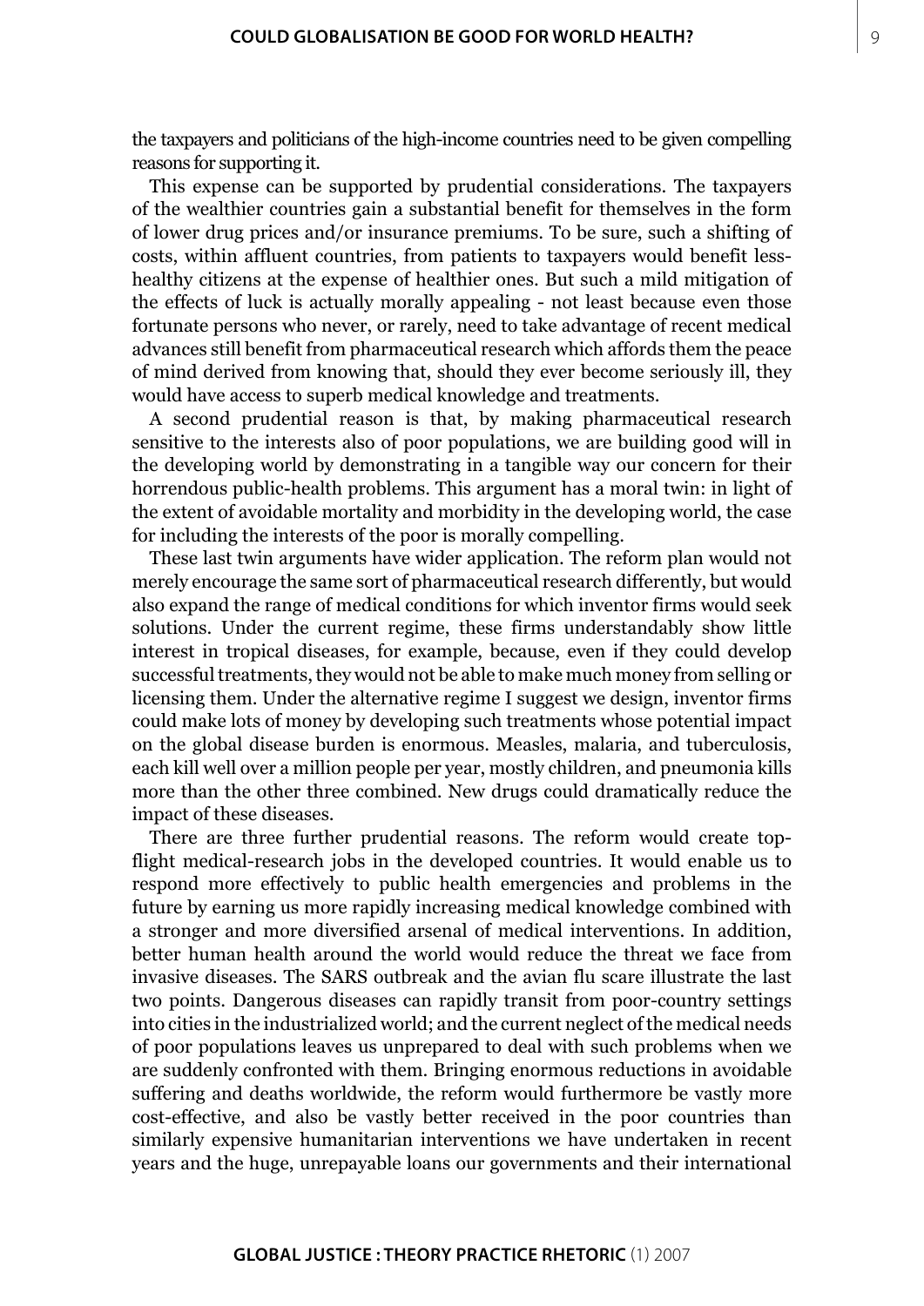the taxpayers and politicians of the high-income countries need to be given compelling reasons for supporting it.

This expense can be supported by prudential considerations. The taxpayers of the wealthier countries gain a substantial benefit for themselves in the form of lower drug prices and/or insurance premiums. To be sure, such a shifting of costs, within affluent countries, from patients to taxpayers would benefit less-healthy citizens at the expense of healthier ones. But such a mild mitigation of the effects of luck is actually morally appealing - not least because even those fortunate persons who never, or rarely, need to take advantage of recent medical advances still benefit from pharmaceutical research which affords them the peace of mind derived from knowing that, should they ever become seriously ill, they would have access to superb medical knowledge and treatments.

A second prudential reason is that, by making pharmaceutical research sensitive to the interests also of poor populations, we are building good will in the developing world by demonstrating in a tangible way our concern for their horrendous public-health problems. This argument has a moral twin: in light of the extent of avoidable mortality and morbidity in the developing world, the case for including the interests of the poor is morally compelling.

These last twin arguments have wider application. The reform plan would not merely encourage the same sort of pharmaceutical research differently, but would also expand the range of medical conditions for which inventor firms would seek solutions. Under the current regime, these firms understandably show little interest in tropical diseases, for example, because, even if they could develop successful treatments, they would not be able to make much money from selling or licensing them. Under the alternative regime I suggest we design, inventor firms could make lots of money by developing such treatments whose potential impact on the global disease burden is enormous. Measles, malaria, and tuberculosis, each kill well over a million people per year, mostly children, and pneumonia kills more than the other three combined. New drugs could dramatically reduce the impact of these diseases.

There are three further prudential reasons. The reform would create top-flight medical-research jobs in the developed countries. It would enable us to respond more effectively to public health emergencies and problems in the future by earning us more rapidly increasing medical knowledge combined with a stronger and more diversified arsenal of medical interventions. In addition, better human health around the world would reduce the threat we face from invasive diseases. The SARS outbreak and the avian flu scare illustrate the last two points. Dangerous diseases can rapidly transit from poor-country settings into cities in the industrialized world; and the current neglect of the medical needs of poor populations leaves us unprepared to deal with such problems when we are suddenly confronted with them. Bringing enormous reductions in avoidable suffering and deaths worldwide, the reform would furthermore be vastly more cost-effective, and also be vastly better received in the poor countries than similarly expensive humanitarian interventions we have undertaken in recent years and the huge, unrepayable loans our governments and their international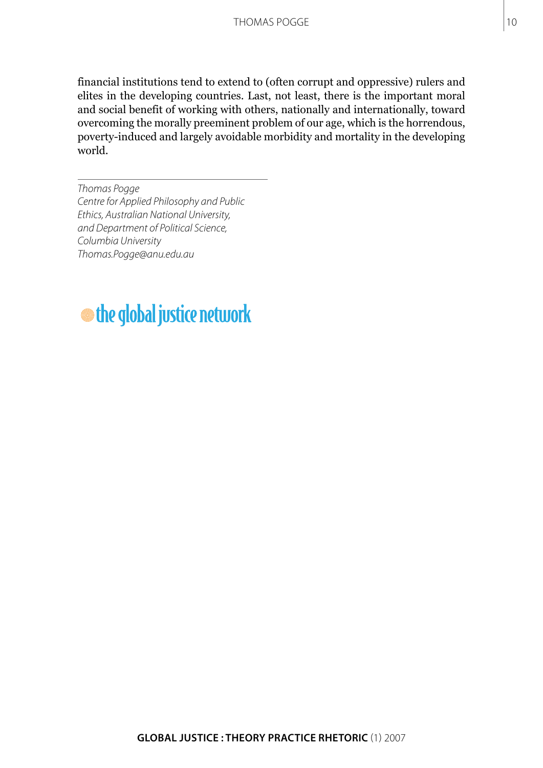financial institutions tend to extend to (often corrupt and oppressive) rulers and elites in the developing countries. Last, not least, there is the important moral and social benefit of working with others, nationally and internationally, toward overcoming the morally preeminent problem of our age, which is the horrendous, poverty-induced and largely avoidable morbidity and mortality in the developing world.

---

*Thomas Pogge*
*Centre for Applied Philosophy and Public Ethics, Australian National University, and Department of Political Science, Columbia University*
*Thomas.Pogge@anu.edu.au*

the global justice network